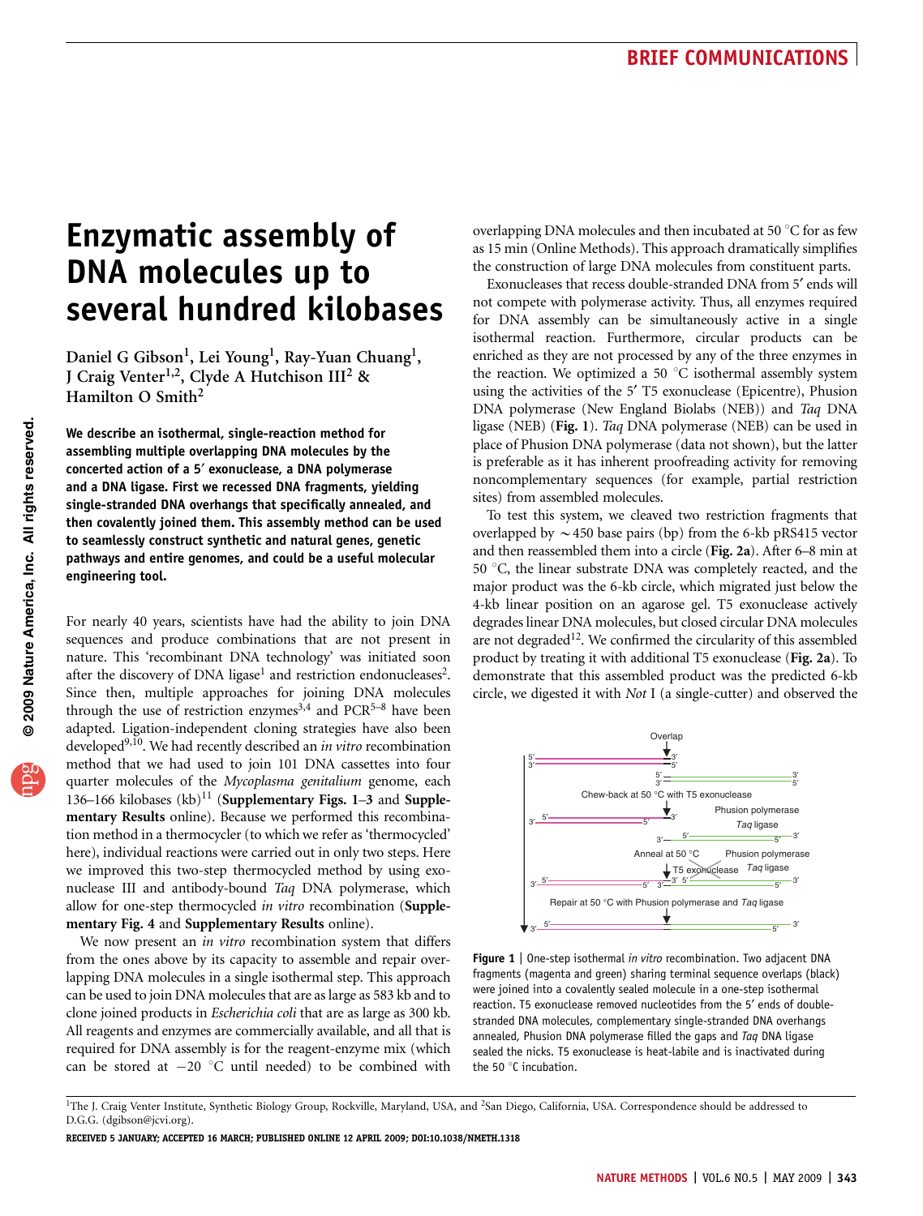# Enzymatic assembly of DNA molecules up to several hundred kilobases

Daniel G Gibson[1], Lei Young[1], Ray-Yuan Chuang[1], J Craig Venter[1,2], Clyde A Hutchison III[2] & Hamilton O Smith[2]

**We describe an isothermal, single-reaction method for assembling multiple overlapping DNA molecules by the concerted action of a 5′ exonuclease, a DNA polymerase and a DNA ligase. First we recessed DNA fragments, yielding single-stranded DNA overhangs that specifically annealed, and then covalently joined them. This assembly method can be used to seamlessly construct synthetic and natural genes, genetic pathways and entire genomes, and could be a useful molecular engineering tool.**

For nearly 40 years, scientists have had the ability to join DNA sequences and produce combinations that are not present in nature. This 'recombinant DNA technology' was initiated soon after the discovery of DNA ligase[1] and restriction endonucleases[2]. Since then, multiple approaches for joining DNA molecules through the use of restriction enzymes[3,4] and PCR[5–8] have been adapted. Ligation-independent cloning strategies have also been developed[9,10]. We had recently described an *in vitro* recombination method that we had used to join 101 DNA cassettes into four quarter molecules of the *Mycoplasma genitalium* genome, each 136–166 kilobases (kb)[11] (**Supplementary Figs. 1–3** and **Supplementary Results** online). Because we performed this recombination method in a thermocycler (to which we refer as 'thermocycled' here), individual reactions were carried out in only two steps. Here we improved this two-step thermocycled method by using exonuclease III and antibody-bound *Taq* DNA polymerase, which allow for one-step thermocycled *in vitro* recombination (**Supplementary Fig. 4** and **Supplementary Results** online).

We now present an *in vitro* recombination system that differs from the ones above by its capacity to assemble and repair overlapping DNA molecules in a single isothermal step. This approach can be used to join DNA molecules that are as large as 583 kb and to clone joined products in *Escherichia coli* that are as large as 300 kb. All reagents and enzymes are commercially available, and all that is required for DNA assembly is for the reagent-enzyme mix (which can be stored at −20 °C until needed) to be combined with overlapping DNA molecules and then incubated at 50 °C for as few as 15 min (Online Methods). This approach dramatically simplifies the construction of large DNA molecules from constituent parts.

Exonucleases that recess double-stranded DNA from 5′ ends will not compete with polymerase activity. Thus, all enzymes required for DNA assembly can be simultaneously active in a single isothermal reaction. Furthermore, circular products can be enriched as they are not processed by any of the three enzymes in the reaction. We optimized a 50 °C isothermal assembly system using the activities of the 5′ T5 exonuclease (Epicentre), Phusion DNA polymerase (New England Biolabs (NEB)) and *Taq* DNA ligase (NEB) (**Fig. 1**). *Taq* DNA polymerase (NEB) can be used in place of Phusion DNA polymerase (data not shown), but the latter is preferable as it has inherent proofreading activity for removing noncomplementary sequences (for example, partial restriction sites) from assembled molecules.

To test this system, we cleaved two restriction fragments that overlapped by ∼450 base pairs (bp) from the 6-kb pRS415 vector and then reassembled them into a circle (**Fig. 2a**). After 6–8 min at 50 °C, the linear substrate DNA was completely reacted, and the major product was the 6-kb circle, which migrated just below the 4-kb linear position on an agarose gel. T5 exonuclease actively degrades linear DNA molecules, but closed circular DNA molecules are not degraded[12]. We confirmed the circularity of this assembled product by treating it with additional T5 exonuclease (**Fig. 2a**). To demonstrate that this assembled product was the predicted 6-kb circle, we digested it with *Not* I (a single-cutter) and observed the

**Figure 1** | One-step isothermal *in vitro* recombination. Two adjacent DNA fragments (magenta and green) sharing terminal sequence overlaps (black) were joined into a covalently sealed molecule in a one-step isothermal reaction. T5 exonuclease removed nucleotides from the 5′ ends of double-stranded DNA molecules, complementary single-stranded DNA overhangs annealed, Phusion DNA polymerase filled the gaps and *Taq* DNA ligase sealed the nicks. T5 exonuclease is heat-labile and is inactivated during the 50 °C incubation.

[1]The J. Craig Venter Institute, Synthetic Biology Group, Rockville, Maryland, USA, and [2]San Diego, California, USA. Correspondence should be addressed to D.G.G. (dgibson@jcvi.org).

RECEIVED 5 JANUARY; ACCEPTED 16 MARCH; PUBLISHED ONLINE 12 APRIL 2009; DOI:10.1038/NMETH.1318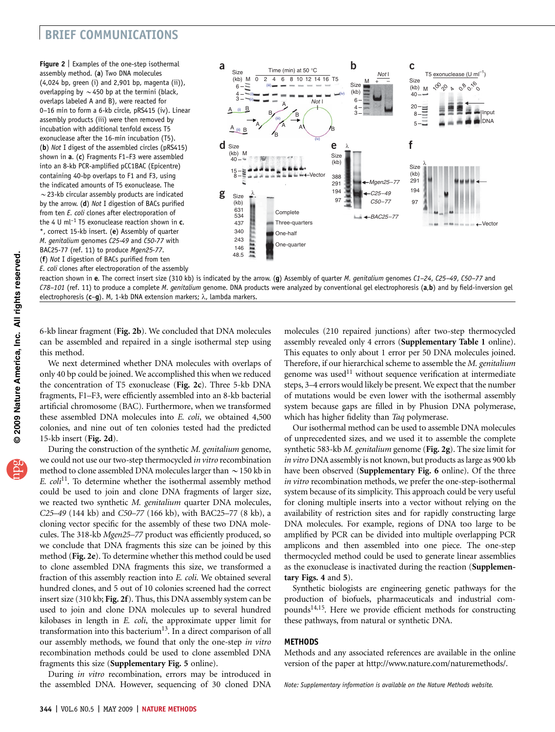**Figure 2 | Examples of the one-step isothermal assembly method.** (**a**) Two DNA molecules (4,024 bp, green (i) and 2,901 bp, magenta (ii)), overlapping by ~450 bp at the termini (black, overlaps labeled A and B), were reacted for 0–16 min to form a 6-kb circle, pRS415 (iv). Linear assembly products (iii) were then removed by incubation with additional tenfold excess T5 exonuclease after the 16-min incubation (T5). (**b**) *Not* I digest of the assembled circles (pRS415) shown in **a**. (**c**) Fragments F1–F3 were assembled into an 8-kb PCR-amplified pCC1BAC (Epicentre) containing 40-bp overlaps to F1 and F3, using the indicated amounts of T5 exonuclease. The ~23-kb circular assembly products are indicated by the arrow. (**d**) *Not* I digestion of BACs purified from ten *E. coli* clones after electroporation of the 4 U ml$^{-1}$ T5 exonuclease reaction shown in **c**. *, correct 15-kb insert. (**e**) Assembly of quarter *M. genitalium* genomes *C25-49* and *C50-77* with BAC25-77 (ref. 11) to produce *Mgen25-77*. (**f**) *Not* I digestion of BACs purified from ten *E. coli* clones after electroporation of the assembly reaction shown in **e**. The correct insert size (310 kb) is indicated by the arrow. (**g**) Assembly of quarter *M. genitalium* genomes *C1–24*, *C25–49*, *C50–77* and *C78–101* (ref. 11) to produce a complete *M. genitalium* genome. DNA products were analyzed by conventional gel electrophoresis (**a**,**b**) and by field-inversion gel electrophoresis (**c**–**g**). M, 1-kb DNA extension markers; λ, lambda markers.

6-kb linear fragment (**Fig. 2b**). We concluded that DNA molecules can be assembled and repaired in a single isothermal step using this method.

We next determined whether DNA molecules with overlaps of only 40 bp could be joined. We accomplished this when we reduced the concentration of T5 exonuclease (**Fig. 2c**). Three 5-kb DNA fragments, F1–F3, were efficiently assembled into an 8-kb bacterial artificial chromosome (BAC). Furthermore, when we transformed these assembled DNA molecules into *E. coli*, we obtained 4,500 colonies, and nine out of ten colonies tested had the predicted 15-kb insert (**Fig. 2d**).

During the construction of the synthetic *M. genitalium* genome, we could not use our two-step thermocycled *in vitro* recombination method to clone assembled DNA molecules larger than ~150 kb in *E. coli*[11]. To determine whether the isothermal assembly method could be used to join and clone DNA fragments of larger size, we reacted two synthetic *M. genitalium* quarter DNA molecules, *C25–49* (144 kb) and *C50–77* (166 kb), with BAC25–77 (8 kb), a cloning vector specific for the assembly of these two DNA molecules. The 318-kb *Mgen25–77* product was efficiently produced, so we conclude that DNA fragments this size can be joined by this method (**Fig. 2e**). To determine whether this method could be used to clone assembled DNA fragments this size, we transformed a fraction of this assembly reaction into *E. coli*. We obtained several hundred clones, and 5 out of 10 colonies screened had the correct insert size (310 kb; **Fig. 2f**). Thus, this DNA assembly system can be used to join and clone DNA molecules up to several hundred kilobases in length in *E. coli*, the approximate upper limit for transformation into this bacterium[13]. In a direct comparison of all our assembly methods, we found that only the one-step *in vitro* recombination methods could be used to clone assembled DNA fragments this size (**Supplementary Fig. 5** online).

During *in vitro* recombination, errors may be introduced in the assembled DNA. However, sequencing of 30 cloned DNA molecules (210 repaired junctions) after two-step thermocycled assembly revealed only 4 errors (**Supplementary Table 1** online). This equates to only about 1 error per 50 DNA molecules joined. Therefore, if our hierarchical scheme to assemble the *M. genitalium* genome was used[11] without sequence verification at intermediate steps, 3–4 errors would likely be present. We expect that the number of mutations would be even lower with the isothermal assembly system because gaps are filled in by Phusion DNA polymerase, which has higher fidelity than *Taq* polymerase.

Our isothermal method can be used to assemble DNA molecules of unprecedented sizes, and we used it to assemble the complete synthetic 583-kb *M. genitalium* genome (**Fig. 2g**). The size limit for *in vitro* DNA assembly is not known, but products as large as 900 kb have been observed (**Supplementary Fig. 6** online). Of the three *in vitro* recombination methods, we prefer the one-step-isothermal system because of its simplicity. This approach could be very useful for cloning multiple inserts into a vector without relying on the availability of restriction sites and for rapidly constructing large DNA molecules. For example, regions of DNA too large to be amplified by PCR can be divided into multiple overlapping PCR amplicons and then assembled into one piece. The one-step thermocycled method could be used to generate linear assemblies as the exonuclease is inactivated during the reaction (**Supplementary Figs. 4** and **5**).

Synthetic biologists are engineering genetic pathways for the production of biofuels, pharmaceuticals and industrial compounds[14,15]. Here we provide efficient methods for constructing these pathways, from natural or synthetic DNA.

## METHODS

Methods and any associated references are available in the online version of the paper at http://www.nature.com/naturemethods/.

*Note: Supplementary information is available on the Nature Methods website.*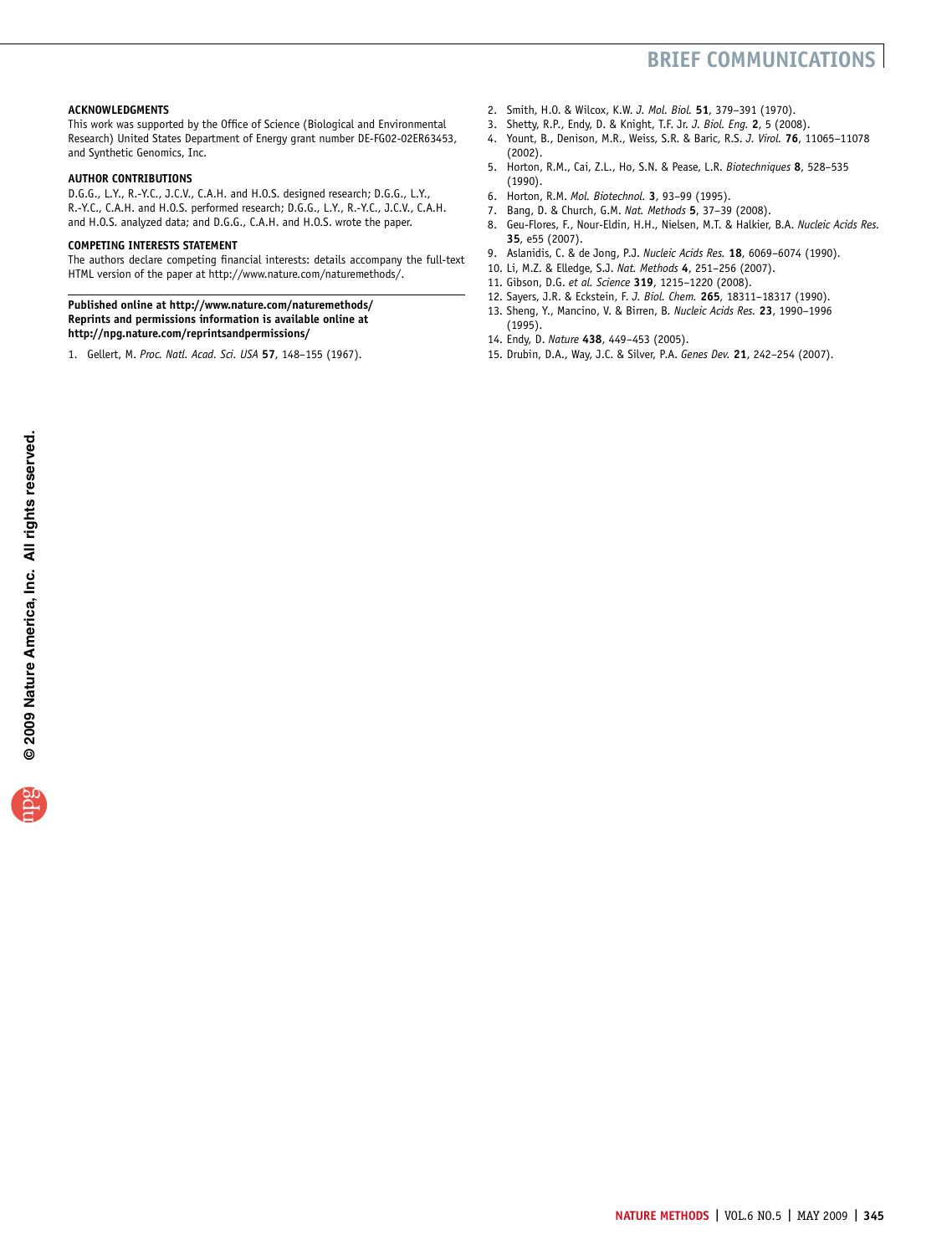### ACKNOWLEDGMENTS

This work was supported by the Office of Science (Biological and Environmental Research) United States Department of Energy grant number DE-FG02-02ER63453, and Synthetic Genomics, Inc.

### AUTHOR CONTRIBUTIONS

D.G.G., L.Y., R.-Y.C., J.C.V., C.A.H. and H.O.S. designed research; D.G.G., L.Y., R.-Y.C., C.A.H. and H.O.S. performed research; D.G.G., L.Y., R.-Y.C., J.C.V., C.A.H. and H.O.S. analyzed data; and D.G.G., C.A.H. and H.O.S. wrote the paper.

### COMPETING INTERESTS STATEMENT

The authors declare competing financial interests: details accompany the full-text HTML version of the paper at http://www.nature.com/naturemethods/.

**Published online at http://www.nature.com/naturemethods/**
**Reprints and permissions information is available online at http://npg.nature.com/reprintsandpermissions/**

1. Gellert, M. *Proc. Natl. Acad. Sci. USA* **57**, 148–155 (1967).
2. Smith, H.O. & Wilcox, K.W. *J. Mol. Biol.* **51**, 379–391 (1970).
3. Shetty, R.P., Endy, D. & Knight, T.F. Jr. *J. Biol. Eng.* **2**, 5 (2008).
4. Yount, B., Denison, M.R., Weiss, S.R. & Baric, R.S. *J. Virol.* **76**, 11065–11078 (2002).
5. Horton, R.M., Cai, Z.L., Ho, S.N. & Pease, L.R. *Biotechniques* **8**, 528–535 (1990).
6. Horton, R.M. *Mol. Biotechnol.* **3**, 93–99 (1995).
7. Bang, D. & Church, G.M. *Nat. Methods* **5**, 37–39 (2008).
8. Geu-Flores, F., Nour-Eldin, H.H., Nielsen, M.T. & Halkier, B.A. *Nucleic Acids Res.* **35**, e55 (2007).
9. Aslanidis, C. & de Jong, P.J. *Nucleic Acids Res.* **18**, 6069–6074 (1990).
10. Li, M.Z. & Elledge, S.J. *Nat. Methods* **4**, 251–256 (2007).
11. Gibson, D.G. *et al. Science* **319**, 1215–1220 (2008).
12. Sayers, J.R. & Eckstein, F. *J. Biol. Chem.* **265**, 18311–18317 (1990).
13. Sheng, Y., Mancino, V. & Birren, B. *Nucleic Acids Res.* **23**, 1990–1996 (1995).
14. Endy, D. *Nature* **438**, 449–453 (2005).
15. Drubin, D.A., Way, J.C. & Silver, P.A. *Genes Dev.* **21**, 242–254 (2007).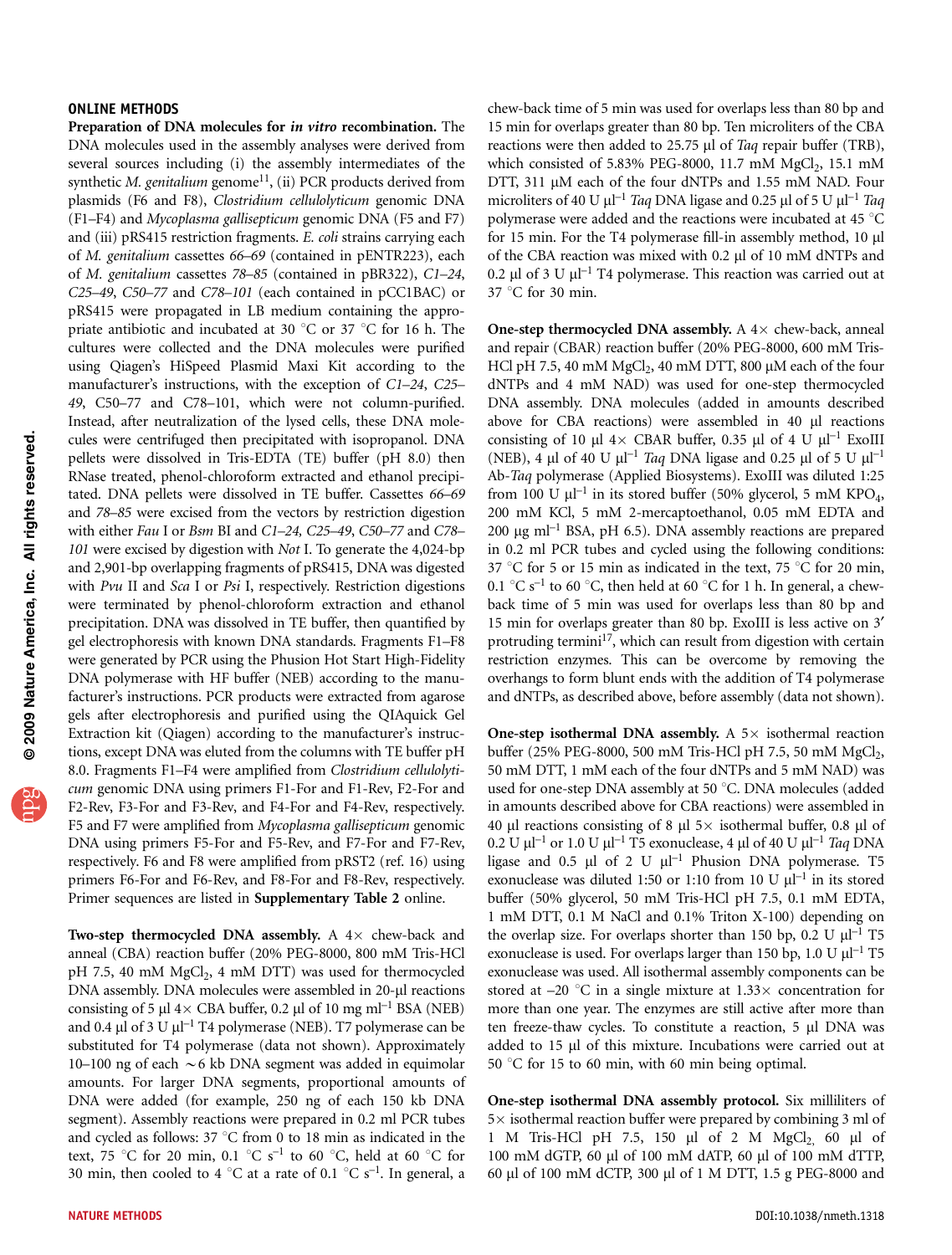## ONLINE METHODS

**Preparation of DNA molecules for *in vitro* recombination.** The DNA molecules used in the assembly analyses were derived from several sources including (i) the assembly intermediates of the synthetic *M. genitalium* genome[11], (ii) PCR products derived from plasmids (F6 and F8), *Clostridium cellulolyticum* genomic DNA (F1–F4) and *Mycoplasma gallisepticum* genomic DNA (F5 and F7) and (iii) pRS415 restriction fragments. *E. coli* strains carrying each of *M. genitalium* cassettes *66–69* (contained in pENTR223), each of *M. genitalium* cassettes *78–85* (contained in pBR322), *C1–24*, *C25–49*, *C50–77* and *C78–101* (each contained in pCC1BAC) or pRS415 were propagated in LB medium containing the appropriate antibiotic and incubated at 30 °C or 37 °C for 16 h. The cultures were collected and the DNA molecules were purified using Qiagen's HiSpeed Plasmid Maxi Kit according to the manufacturer's instructions, with the exception of *C1–24*, *C25–49*, C50–77 and C78–101, which were not column-purified. Instead, after neutralization of the lysed cells, these DNA molecules were centrifuged then precipitated with isopropanol. DNA pellets were dissolved in Tris-EDTA (TE) buffer (pH 8.0) then RNase treated, phenol-chloroform extracted and ethanol precipitated. DNA pellets were dissolved in TE buffer. Cassettes *66–69* and *78–85* were excised from the vectors by restriction digestion with either *Fau* I or *Bsm* BI and *C1–24*, *C25–49*, *C50–77* and *C78–101* were excised by digestion with *Not* I. To generate the 4,024-bp and 2,901-bp overlapping fragments of pRS415, DNA was digested with *Pvu* II and *Sca* I or *Psi* I, respectively. Restriction digestions were terminated by phenol-chloroform extraction and ethanol precipitation. DNA was dissolved in TE buffer, then quantified by gel electrophoresis with known DNA standards. Fragments F1–F8 were generated by PCR using the Phusion Hot Start High-Fidelity DNA polymerase with HF buffer (NEB) according to the manufacturer's instructions. PCR products were extracted from agarose gels after electrophoresis and purified using the QIAquick Gel Extraction kit (Qiagen) according to the manufacturer's instructions, except DNA was eluted from the columns with TE buffer pH 8.0. Fragments F1–F4 were amplified from *Clostridium cellulolyticum* genomic DNA using primers F1-For and F1-Rev, F2-For and F2-Rev, F3-For and F3-Rev, and F4-For and F4-Rev, respectively. F5 and F7 were amplified from *Mycoplasma gallisepticum* genomic DNA using primers F5-For and F5-Rev, and F7-For and F7-Rev, respectively. F6 and F8 were amplified from pRST2 (ref. 16) using primers F6-For and F6-Rev, and F8-For and F8-Rev, respectively. Primer sequences are listed in **Supplementary Table 2** online.

**Two-step thermocycled DNA assembly.** A 4× chew-back and anneal (CBA) reaction buffer (20% PEG-8000, 800 mM Tris-HCl pH 7.5, 40 mM $MgCl_2$, 4 mM DTT) was used for thermocycled DNA assembly. DNA molecules were assembled in 20-μl reactions consisting of 5 μl 4× CBA buffer, 0.2 μl of 10 mg $ml^{-1}$ BSA (NEB) and 0.4 μl of 3 U $\mu l^{-1}$ T4 polymerase (NEB). T7 polymerase can be substituted for T4 polymerase (data not shown). Approximately 10–100 ng of each ~6 kb DNA segment was added in equimolar amounts. For larger DNA segments, proportional amounts of DNA were added (for example, 250 ng of each 150 kb DNA segment). Assembly reactions were prepared in 0.2 ml PCR tubes and cycled as follows: 37 °C from 0 to 18 min as indicated in the text, 75 °C for 20 min, 0.1 °C $s^{-1}$ to 60 °C, held at 60 °C for 30 min, then cooled to 4 °C at a rate of 0.1 °C $s^{-1}$. In general, a chew-back time of 5 min was used for overlaps less than 80 bp and 15 min for overlaps greater than 80 bp. Ten microliters of the CBA reactions were then added to 25.75 μl of *Taq* repair buffer (TRB), which consisted of 5.83% PEG-8000, 11.7 mM $MgCl_2$, 15.1 mM DTT, 311 μM each of the four dNTPs and 1.55 mM NAD. Four microliters of 40 U $\mu l^{-1}$ *Taq* DNA ligase and 0.25 μl of 5 U $\mu l^{-1}$ *Taq* polymerase were added and the reactions were incubated at 45 °C for 15 min. For the T4 polymerase fill-in assembly method, 10 μl of the CBA reaction was mixed with 0.2 μl of 10 mM dNTPs and 0.2 μl of 3 U $\mu l^{-1}$ T4 polymerase. This reaction was carried out at 37 °C for 30 min.

**One-step thermocycled DNA assembly.** A 4× chew-back, anneal and repair (CBAR) reaction buffer (20% PEG-8000, 600 mM Tris-HCl pH 7.5, 40 mM $MgCl_2$, 40 mM DTT, 800 μM each of the four dNTPs and 4 mM NAD) was used for one-step thermocycled DNA assembly. DNA molecules (added in amounts described above for CBA reactions) were assembled in 40 μl reactions consisting of 10 μl 4× CBAR buffer, 0.35 μl of 4 U $\mu l^{-1}$ ExoIII (NEB), 4 μl of 40 U $\mu l^{-1}$ *Taq* DNA ligase and 0.25 μl of 5 U $\mu l^{-1}$ Ab-*Taq* polymerase (Applied Biosystems). ExoIII was diluted 1:25 from 100 U $\mu l^{-1}$ in its stored buffer (50% glycerol, 5 mM $KPO_4$, 200 mM KCl, 5 mM 2-mercaptoethanol, 0.05 mM EDTA and 200 μg $ml^{-1}$ BSA, pH 6.5). DNA assembly reactions are prepared in 0.2 ml PCR tubes and cycled using the following conditions: 37 °C for 5 or 15 min as indicated in the text, 75 °C for 20 min, 0.1 °C $s^{-1}$ to 60 °C, then held at 60 °C for 1 h. In general, a chew-back time of 5 min was used for overlaps less than 80 bp and 15 min for overlaps greater than 80 bp. ExoIII is less active on 3′ protruding termini[17], which can result from digestion with certain restriction enzymes. This can be overcome by removing the overhangs to form blunt ends with the addition of T4 polymerase and dNTPs, as described above, before assembly (data not shown).

**One-step isothermal DNA assembly.** A 5× isothermal reaction buffer (25% PEG-8000, 500 mM Tris-HCl pH 7.5, 50 mM $MgCl_2$, 50 mM DTT, 1 mM each of the four dNTPs and 5 mM NAD) was used for one-step DNA assembly at 50 °C. DNA molecules (added in amounts described above for CBA reactions) were assembled in 40 μl reactions consisting of 8 μl 5× isothermal buffer, 0.8 μl of 0.2 U $\mu l^{-1}$ or 1.0 U $\mu l^{-1}$ T5 exonuclease, 4 μl of 40 U $\mu l^{-1}$ *Taq* DNA ligase and 0.5 μl of 2 U $\mu l^{-1}$ Phusion DNA polymerase. T5 exonuclease was diluted 1:50 or 1:10 from 10 U $\mu l^{-1}$ in its stored buffer (50% glycerol, 50 mM Tris-HCl pH 7.5, 0.1 mM EDTA, 1 mM DTT, 0.1 M NaCl and 0.1% Triton X-100) depending on the overlap size. For overlaps shorter than 150 bp, 0.2 U $\mu l^{-1}$ T5 exonuclease is used. For overlaps larger than 150 bp, 1.0 U $\mu l^{-1}$ T5 exonuclease was used. All isothermal assembly components can be stored at –20 °C in a single mixture at 1.33× concentration for more than one year. The enzymes are still active after more than ten freeze-thaw cycles. To constitute a reaction, 5 μl DNA was added to 15 μl of this mixture. Incubations were carried out at 50 °C for 15 to 60 min, with 60 min being optimal.

**One-step isothermal DNA assembly protocol.** Six milliliters of 5× isothermal reaction buffer were prepared by combining 3 ml of 1 M Tris-HCl pH 7.5, 150 μl of 2 M $MgCl_2$, 60 μl of 100 mM dGTP, 60 μl of 100 mM dATP, 60 μl of 100 mM dTTP, 60 μl of 100 mM dCTP, 300 μl of 1 M DTT, 1.5 g PEG-8000 and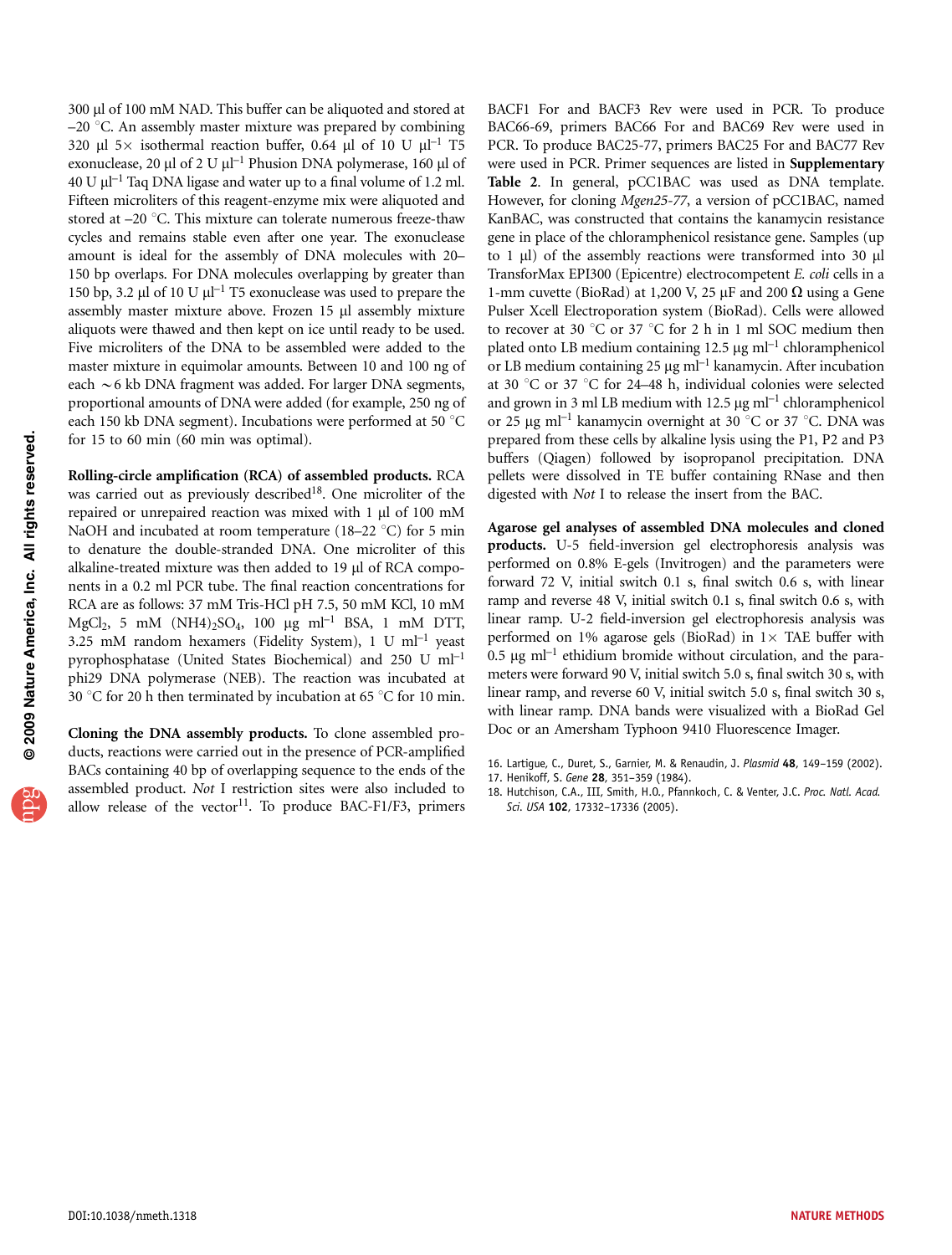300 μl of 100 mM NAD. This buffer can be aliquoted and stored at –20 °C. An assembly master mixture was prepared by combining 320 μl 5× isothermal reaction buffer, 0.64 μl of 10 U $\mu l^{-1}$ T5 exonuclease, 20 μl of 2 U $\mu l^{-1}$ Phusion DNA polymerase, 160 μl of 40 U $\mu l^{-1}$ Taq DNA ligase and water up to a final volume of 1.2 ml. Fifteen microliters of this reagent-enzyme mix were aliquoted and stored at –20 °C. This mixture can tolerate numerous freeze-thaw cycles and remains stable even after one year. The exonuclease amount is ideal for the assembly of DNA molecules with 20–150 bp overlaps. For DNA molecules overlapping by greater than 150 bp, 3.2 μl of 10 U $\mu l^{-1}$ T5 exonuclease was used to prepare the assembly master mixture above. Frozen 15 μl assembly mixture aliquots were thawed and then kept on ice until ready to be used. Five microliters of the DNA to be assembled were added to the master mixture in equimolar amounts. Between 10 and 100 ng of each ~6 kb DNA fragment was added. For larger DNA segments, proportional amounts of DNA were added (for example, 250 ng of each 150 kb DNA segment). Incubations were performed at 50 °C for 15 to 60 min (60 min was optimal).

**Rolling-circle amplification (RCA) of assembled products.** RCA was carried out as previously described[18]. One microliter of the repaired or unrepaired reaction was mixed with 1 μl of 100 mM NaOH and incubated at room temperature (18–22 °C) for 5 min to denature the double-stranded DNA. One microliter of this alkaline-treated mixture was then added to 19 μl of RCA components in a 0.2 ml PCR tube. The final reaction concentrations for RCA are as follows: 37 mM Tris-HCl pH 7.5, 50 mM KCl, 10 mM $MgCl_2$, 5 mM $(NH_4)_2SO_4$, 100 μg $ml^{-1}$ BSA, 1 mM DTT, 3.25 mM random hexamers (Fidelity System), 1 U $ml^{-1}$ yeast pyrophosphatase (United States Biochemical) and 250 U $ml^{-1}$ phi29 DNA polymerase (NEB). The reaction was incubated at 30 °C for 20 h then terminated by incubation at 65 °C for 10 min.

**Cloning the DNA assembly products.** To clone assembled products, reactions were carried out in the presence of PCR-amplified BACs containing 40 bp of overlapping sequence to the ends of the assembled product. *Not* I restriction sites were also included to allow release of the vector[11]. To produce BAC-F1/F3, primers BACF1 For and BACF3 Rev were used in PCR. To produce BAC66-69, primers BAC66 For and BAC69 Rev were used in PCR. To produce BAC25-77, primers BAC25 For and BAC77 Rev were used in PCR. Primer sequences are listed in **Supplementary Table 2**. In general, pCC1BAC was used as DNA template. However, for cloning *Mgen25-77*, a version of pCC1BAC, named KanBAC, was constructed that contains the kanamycin resistance gene in place of the chloramphenicol resistance gene. Samples (up to 1 μl) of the assembly reactions were transformed into 30 μl TransforMax EPI300 (Epicentre) electrocompetent *E. coli* cells in a 1-mm cuvette (BioRad) at 1,200 V, 25 μF and 200 Ω using a Gene Pulser Xcell Electroporation system (BioRad). Cells were allowed to recover at 30 °C or 37 °C for 2 h in 1 ml SOC medium then plated onto LB medium containing 12.5 μg $ml^{-1}$ chloramphenicol or LB medium containing 25 μg $ml^{-1}$ kanamycin. After incubation at 30 °C or 37 °C for 24–48 h, individual colonies were selected and grown in 3 ml LB medium with 12.5 μg $ml^{-1}$ chloramphenicol or 25 μg $ml^{-1}$ kanamycin overnight at 30 °C or 37 °C. DNA was prepared from these cells by alkaline lysis using the P1, P2 and P3 buffers (Qiagen) followed by isopropanol precipitation. DNA pellets were dissolved in TE buffer containing RNase and then digested with *Not* I to release the insert from the BAC.

**Agarose gel analyses of assembled DNA molecules and cloned products.** U-5 field-inversion gel electrophoresis analysis was performed on 0.8% E-gels (Invitrogen) and the parameters were forward 72 V, initial switch 0.1 s, final switch 0.6 s, with linear ramp and reverse 48 V, initial switch 0.1 s, final switch 0.6 s, with linear ramp. U-2 field-inversion gel electrophoresis analysis was performed on 1% agarose gels (BioRad) in 1× TAE buffer with 0.5 μg $ml^{-1}$ ethidium bromide without circulation, and the parameters were forward 90 V, initial switch 5.0 s, final switch 30 s, with linear ramp, and reverse 60 V, initial switch 5.0 s, final switch 30 s, with linear ramp. DNA bands were visualized with a BioRad Gel Doc or an Amersham Typhoon 9410 Fluorescence Imager.

16. Lartigue, C., Duret, S., Garnier, M. & Renaudin, J. *Plasmid* **48**, 149–159 (2002).
17. Henikoff, S. *Gene* **28**, 351–359 (1984).
18. Hutchison, C.A., III, Smith, H.O., Pfannkoch, C. & Venter, J.C. *Proc. Natl. Acad. Sci. USA* **102**, 17332–17336 (2005).